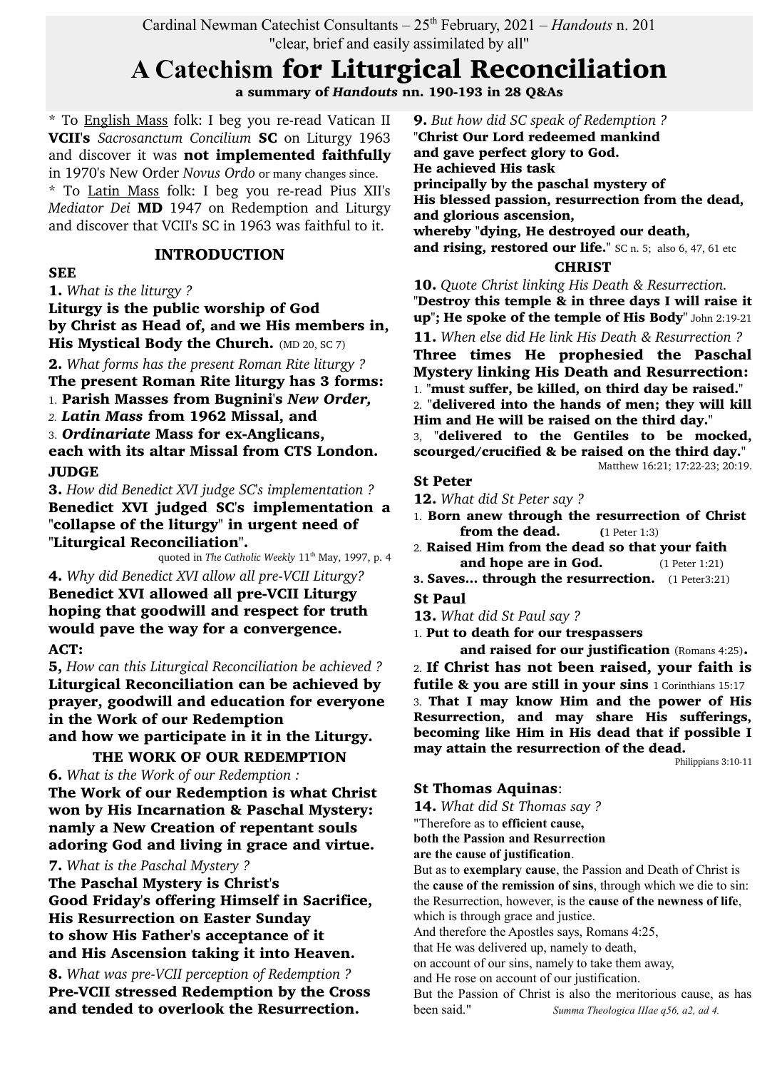Cardinal Newman Catechist Consultants – 25th February, 2021 – *Handouts* n. 201
"clear, brief and easily assimilated by all"

# A Catechism for Liturgical Reconciliation

**a summary of *Handouts* nn. 190-193 in 28 Q&As**

\* To English Mass folk: I beg you re-read Vatican II **VCII's** *Sacrosanctum Concilium* **SC** on Liturgy 1963 and discover it was **not implemented faithfully** in 1970's New Order *Novus Ordo* or many changes since.
\* To Latin Mass folk: I beg you re-read Pius XII's *Mediator Dei* **MD** 1947 on Redemption and Liturgy and discover that VCII's SC in 1963 was faithful to it.

## INTRODUCTION

### SEE

**1.** *What is the liturgy ?*
**Liturgy is the public worship of God by Christ as Head of, and we His members in, His Mystical Body the Church.** (MD 20, SC 7)

**2.** *What forms has the present Roman Rite liturgy ?*
**The present Roman Rite liturgy has 3 forms:**
1. **Parish Masses from Bugnini's *New Order,***
2. ***Latin Mass* from 1962 Missal, and**
3. ***Ordinariate* Mass for ex-Anglicans,**

**each with its altar Missal from CTS London.**

### JUDGE

**3.** *How did Benedict XVI judge SC's implementation ?*
**Benedict XVI judged SC's implementation a "collapse of the liturgy" in urgent need of "Liturgical Reconciliation".**
quoted in *The Catholic Weekly* 11th May, 1997, p. 4

**4.** *Why did Benedict XVI allow all pre-VCII Liturgy?*
**Benedict XVI allowed all pre-VCII Liturgy hoping that goodwill and respect for truth would pave the way for a convergence.**

### ACT:

**5,** *How can this Liturgical Reconciliation be achieved ?*
**Liturgical Reconciliation can be achieved by prayer, goodwill and education for everyone in the Work of our Redemption and how we participate in it in the Liturgy.**

## THE WORK OF OUR REDEMPTION

**6.** *What is the Work of our Redemption :*
**The Work of our Redemption is what Christ won by His Incarnation & Paschal Mystery: namly a New Creation of repentant souls adoring God and living in grace and virtue.**

**7.** *What is the Paschal Mystery ?*
**The Paschal Mystery is Christ's Good Friday's offering Himself in Sacrifice, His Resurrection on Easter Sunday to show His Father's acceptance of it and His Ascension taking it into Heaven.**

**8.** *What was pre-VCII perception of Redemption ?*
**Pre-VCII stressed Redemption by the Cross and tended to overlook the Resurrection.**

**9.** *But how did SC speak of Redemption ?*
"**Christ Our Lord redeemed mankind and gave perfect glory to God. He achieved His task principally by the paschal mystery of His blessed passion, resurrection from the dead, and glorious ascension, whereby "dying, He destroyed our death, and rising, restored our life.**" SC n. 5; also 6, 47, 61 etc

## CHRIST

**10.** *Quote Christ linking His Death & Resurrection.*
"**Destroy this temple & in three days I will raise it up"; He spoke of the temple of His Body**" John 2:19-21

**11.** *When else did He link His Death & Resurrection ?*
**Three times He prophesied the Paschal Mystery linking His Death and Resurrection:**
1. "**must suffer, be killed, on third day be raised.**"
2. "**delivered into the hands of men; they will kill Him and He will be raised on the third day.**"
3. "**delivered to the Gentiles to be mocked, scourged/crucified & be raised on the third day.**"

Matthew 16:21; 17:22-23; 20:19.

### St Peter

**12.** *What did St Peter say ?*
1. **Born anew through the resurrection of Christ from the dead.** (1 Peter 1:3)
2. **Raised Him from the dead so that your faith and hope are in God.** (1 Peter 1:21)
3. **Saves... through the resurrection.** (1 Peter3:21)

### St Paul

**13.** *What did St Paul say ?*
1. **Put to death for our trespassers and raised for our justification** (Romans 4:25)**.**
2. **If Christ has not been raised, your faith is futile & you are still in your sins** 1 Corinthians 15:17
3. **That I may know Him and the power of His Resurrection, and may share His sufferings, becoming like Him in His dead that if possible I may attain the resurrection of the dead.**

Philippians 3:10-11

### St Thomas Aquinas:

**14.** *What did St Thomas say ?*
"Therefore as to **efficient cause, both the Passion and Resurrection are the cause of justification**.
But as to **exemplary cause**, the Passion and Death of Christ is the **cause of the remission of sins**, through which we die to sin: the Resurrection, however, is the **cause of the newness of life**, which is through grace and justice.
And therefore the Apostles says, Romans 4:25, that He was delivered up, namely to death, on account of our sins, namely to take them away, and He rose on account of our justification.
But the Passion of Christ is also the meritorious cause, as has been said." *Summa Theologica IIIae q56, a2, ad 4.*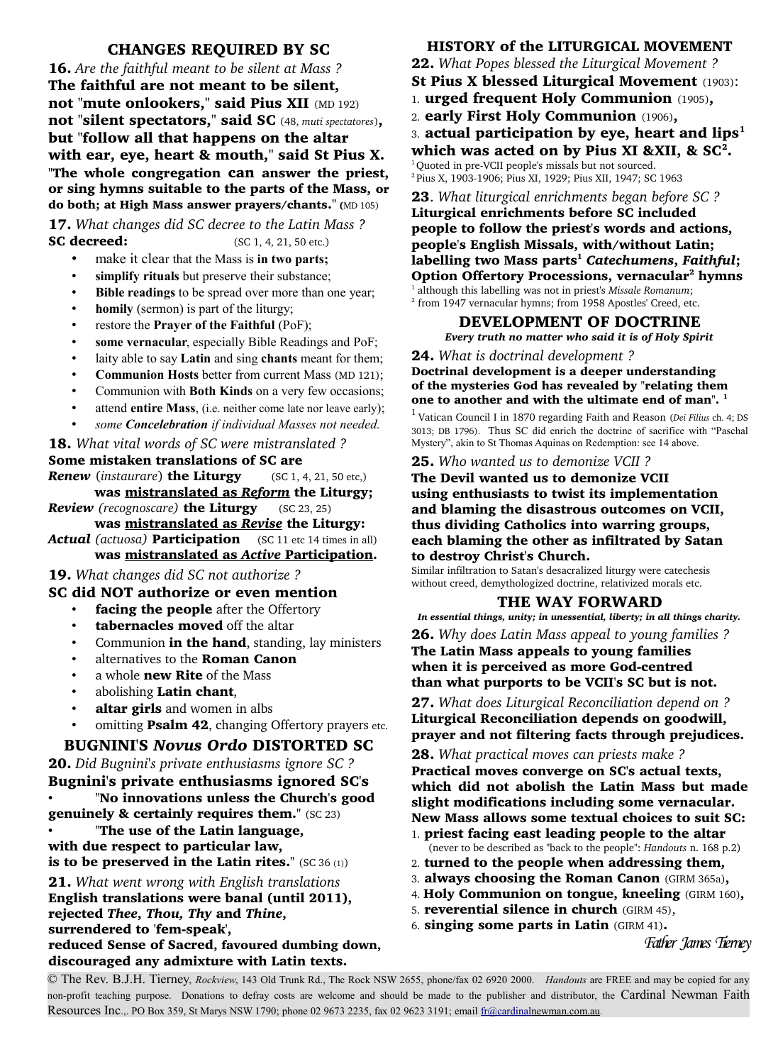## CHANGES REQUIRED BY SC

**16.** *Are the faithful meant to be silent at Mass ?*
**The faithful are not meant to be silent, not "mute onlookers," said Pius XII** (MD 192) **not "silent spectators," said SC** (48, *muti spectatores*)**, but "follow all that happens on the altar with ear, eye, heart & mouth," said St Pius X. "The whole congregation can answer the priest, or sing hymns suitable to the parts of the Mass, or do both; at High Mass answer prayers/chants."** (MD 105)

**17.** *What changes did SC decree to the Latin Mass ?*
**SC decreed:** (SC 1, 4, 21, 50 etc.)

- make it clear that the Mass is **in two parts;**
- **simplify rituals** but preserve their substance;
- **Bible readings** to be spread over more than one year;
- **homily** (sermon) is part of the liturgy;
- restore the **Prayer of the Faithful** (PoF);
- **some vernacular**, especially Bible Readings and PoF;
- laity able to say **Latin** and sing **chants** meant for them;
- **Communion Hosts** better from current Mass (MD 121);
- Communion with **Both Kinds** on a very few occasions;
- attend **entire Mass**, (i.e. neither come late nor leave early);
- *some **Concelebration** if individual Masses not needed.*

**18.** *What vital words of SC were mistranslated ?*
**Some mistaken translations of SC are**
***Renew*** (*instaurare*) **the Liturgy** (SC 1, 4, 21, 50 etc,)
**was mistranslated as *Reform* the Liturgy;**
***Review*** *(recognoscare)* **the Liturgy** (SC 23, 25)
**was mistranslated as *Revise* the Liturgy:**
***Actual*** *(actuosa)* **Participation** (SC 11 etc 14 times in all)
**was mistranslated as *Active* Participation.**

**19.** *What changes did SC not authorize ?*
**SC did NOT authorize or even mention**

- **facing the people** after the Offertory
- **tabernacles moved** off the altar
- Communion **in the hand**, standing, lay ministers
- alternatives to the **Roman Canon**
- a whole **new Rite** of the Mass
- abolishing **Latin chant**,
- **altar girls** and women in albs
- omitting **Psalm 42**, changing Offertory prayers etc.

## BUGNINI'S *Novus Ordo* DISTORTED SC

**20.** *Did Bugnini's private enthusiasms ignore SC ?*
**Bugnini's private enthusiasms ignored SC's**
- **"No innovations unless the Church's good genuinely & certainly requires them."** (SC 23)
- **"The use of the Latin language, with due respect to particular law, is to be preserved in the Latin rites."** (SC 36 (1))

**21.** *What went wrong with English translations*
**English translations were banal (until 2011), rejected *Thee*, *Thou, Thy* and *Thine*, surrendered to 'fem-speak', reduced Sense of Sacred, favoured dumbing down, discouraged any admixture with Latin texts.**

## HISTORY of the LITURGICAL MOVEMENT

**22.** *What Popes blessed the Liturgical Movement ?*
**St Pius X blessed Liturgical Movement** (1903):
1. **urged frequent Holy Communion** (1905)**,**
2. **early First Holy Communion** (1906)**,**
3. **actual participation by eye, heart and lips**[1] **which was acted on by Pius XI &XII, & SC**[2]**.**

[1] Quoted in pre-VCII people's missals but not sourced.
[2] Pius X, 1903-1906; Pius XI, 1929; Pius XII, 1947; SC 1963

**23**. *What liturgical enrichments began before SC ?*
**Liturgical enrichments before SC included people to follow the priest's words and actions, people's English Missals, with/without Latin; labelling two Mass parts**[1] ***Catechumens*, *Faithful*; Option Offertory Processions, vernacular**[2] **hymns**

[1] although this labelling was not in priest's *Missale Romanum*;
[2] from 1947 vernacular hymns; from 1958 Apostles' Creed, etc.

## DEVELOPMENT OF DOCTRINE

***Every truth no matter who said it is of Holy Spirit***

**24.** *What is doctrinal development ?*
**Doctrinal development is a deeper understanding of the mysteries God has revealed by "relating them one to another and with the ultimate end of man".** [1]

[1] Vatican Council I in 1870 regarding Faith and Reason (*Dei Filius* ch. 4; DS 3013; DB 1796). Thus SC did enrich the doctrine of sacrifice with "Paschal Mystery", akin to St Thomas Aquinas on Redemption: see 14 above.

**25.** *Who wanted us to demonize VCII ?*
**The Devil wanted us to demonize VCII using enthusiasts to twist its implementation and blaming the disastrous outcomes on VCII, thus dividing Catholics into warring groups, each blaming the other as infiltrated by Satan to destroy Christ's Church.**
Similar infiltration to Satan's desacralized liturgy were catechesis without creed, demythologized doctrine, relativized morals etc.

## THE WAY FORWARD

***In essential things, unity; in unessential, liberty; in all things charity.***

**26.** *Why does Latin Mass appeal to young families ?*
**The Latin Mass appeals to young families when it is perceived as more God-centred than what purports to be VCII's SC but is not.**

**27.** *What does Liturgical Reconciliation depend on ?*
**Liturgical Reconciliation depends on goodwill, prayer and not filtering facts through prejudices.**

**28.** *What practical moves can priests make ?*
**Practical moves converge on SC's actual texts, which did not abolish the Latin Mass but made slight modifications including some vernacular. New Mass allows some textual choices to suit SC:**
1. **priest facing east leading people to the altar** (never to be described as "back to the people": *Handouts* n. 168 p.2)
2. **turned to the people when addressing them,**
3. **always choosing the Roman Canon** (GIRM 365a)**,**
4. **Holy Communion on tongue, kneeling** (GIRM 160)**,**
5. **reverential silence in church** (GIRM 45),
6. **singing some parts in Latin** (GIRM 41)**.**

*Father James Tierney*

© The Rev. B.J.H. Tierney, *Rockview*, 143 Old Trunk Rd., The Rock NSW 2655, phone/fax 02 6920 2000. *Handouts* are FREE and may be copied for any non-profit teaching purpose. Donations to defray costs are welcome and should be made to the publisher and distributor, the Cardinal Newman Faith Resources Inc.,. PO Box 359, St Marys NSW 1790; phone 02 9673 2235, fax 02 9623 3191; email fr@cardinalnewman.com.au.